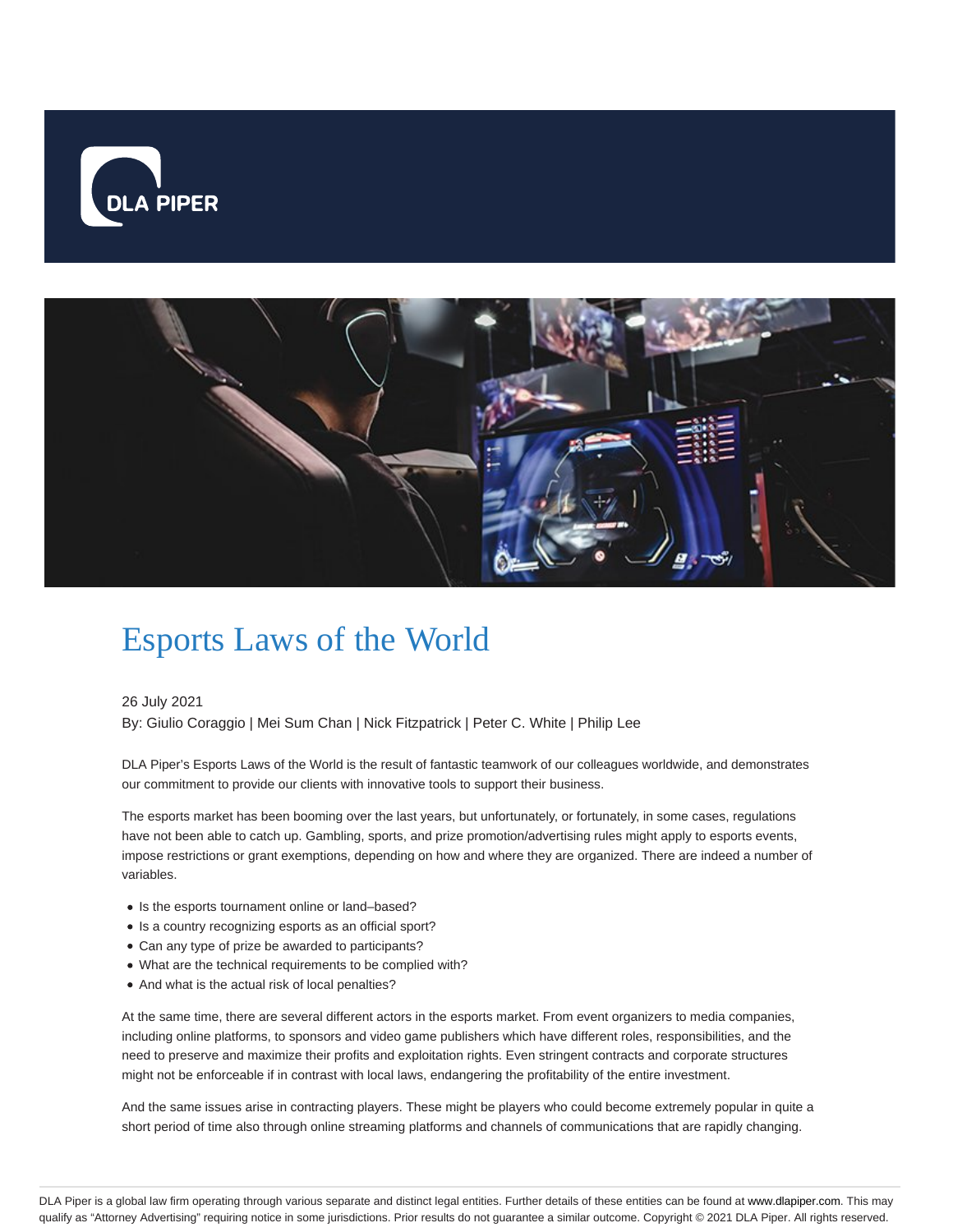# Esports Laws of the World

26 July 2021

By: Giulio Coraggio | Mei Sum Chan | Nick Fitzpatrick | Peter C. White | Philip Lee

DLA Piper's Esports Laws of the World is the result of fantastic teamwork of our colleagues worldwide, and demonstrates our commitment to provide our clients with innovative tools to support their business.

The esports market has been booming over the last years, but unfortunately, or fortunately, in some cases, regulations have not been able to catch up. Gambling, sports, and prize promotion/advertising rules might apply to esports events, impose restrictions or grant exemptions, depending on how and where they are organized. There are indeed a number of variables.

- Is the esports tournament online or land–based?
- Is a country recognizing esports as an official sport?
- Can any type of prize be awarded to participants?
- What are the technical requirements to be complied with?
- And what is the actual risk of local penalties?

At the same time, there are several different actors in the esports market. From event organizers to media companies, including online platforms, to sponsors and video game publishers which have different roles, responsibilities, and the need to preserve and maximize their profits and exploitation rights. Even stringent contracts and corporate structures might not be enforceable if in contrast with local laws, endangering the profitability of the entire investment.

And the same issues arise in contracting players. These might be players who could become extremely popular in quite a short period of time also through online streaming platforms and channels of communications that are rapidly changing.

DLA Piper is a global law firm operating through various separate and distinct legal entities. Further details of these entities can be found at www.dlapiper.com. This may qualify as "Attorney Advertising" requiring notice in some jurisdictions. Prior results do not guarantee a similar outcome. Copyright © 2021 DLA Piper. All rights reserved.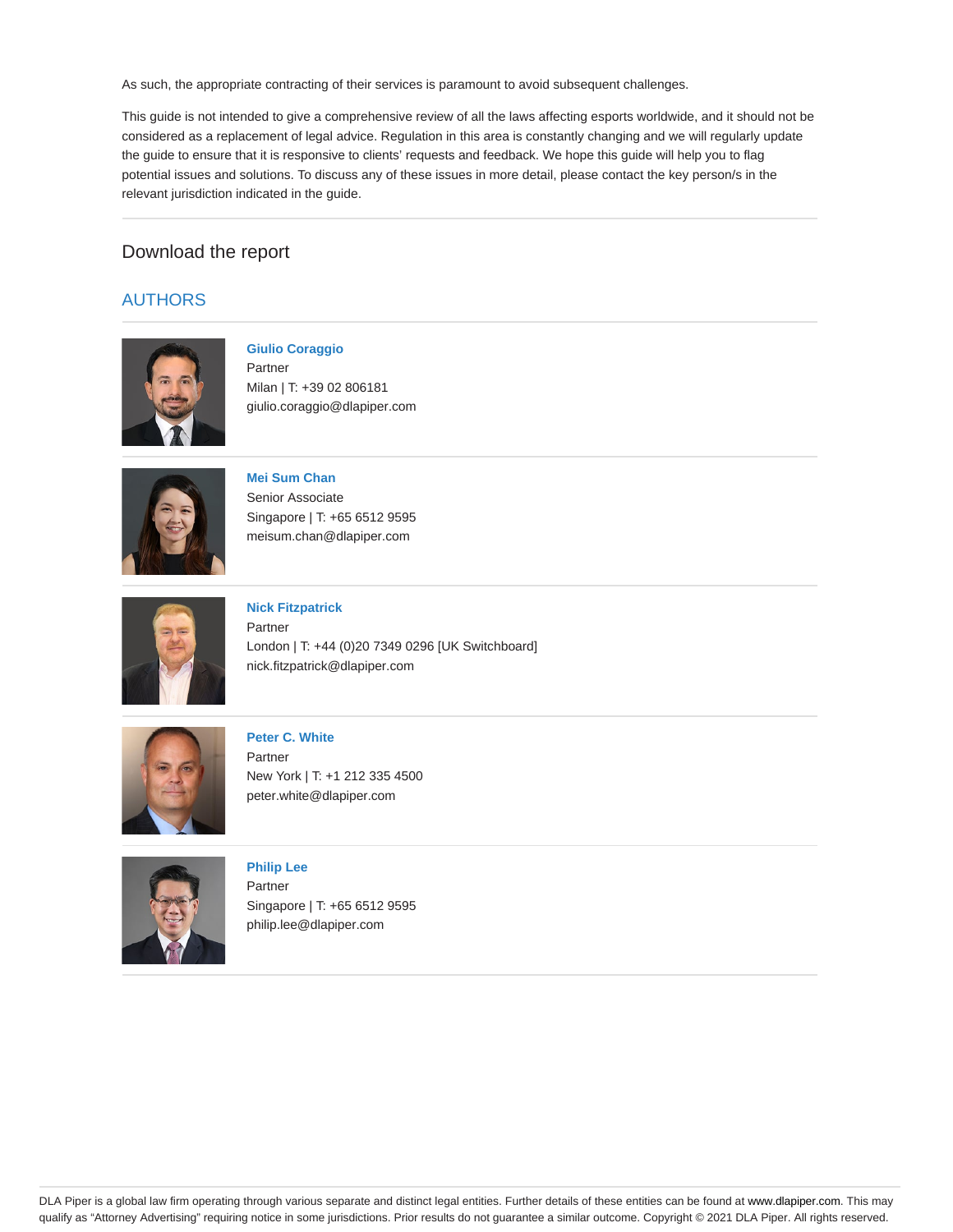As such, the appropriate contracting of their services is paramount to avoid subsequent challenges.

This guide is not intended to give a comprehensive review of all the laws affecting esports worldwide, and it should not be considered as a replacement of legal advice. Regulation in this area is constantly changing and we will regularly update the guide to ensure that it is responsive to clients' requests and feedback. We hope this guide will help you to flag potential issues and solutions. To discuss any of these issues in more detail, please contact the key person/s in the relevant jurisdiction indicated in the guide.

## Download the report

## AUTHORS

**Giulio Coraggio**
Partner
Milan | T: +39 02 806181
giulio.coraggio@dlapiper.com

**Mei Sum Chan**
Senior Associate
Singapore | T: +65 6512 9595
meisum.chan@dlapiper.com

**Nick Fitzpatrick**
Partner
London | T: +44 (0)20 7349 0296 [UK Switchboard]
nick.fitzpatrick@dlapiper.com

**Peter C. White**
Partner
New York | T: +1 212 335 4500
peter.white@dlapiper.com

**Philip Lee**
Partner
Singapore | T: +65 6512 9595
philip.lee@dlapiper.com

DLA Piper is a global law firm operating through various separate and distinct legal entities. Further details of these entities can be found at www.dlapiper.com. This may qualify as "Attorney Advertising" requiring notice in some jurisdictions. Prior results do not guarantee a similar outcome. Copyright © 2021 DLA Piper. All rights reserved.